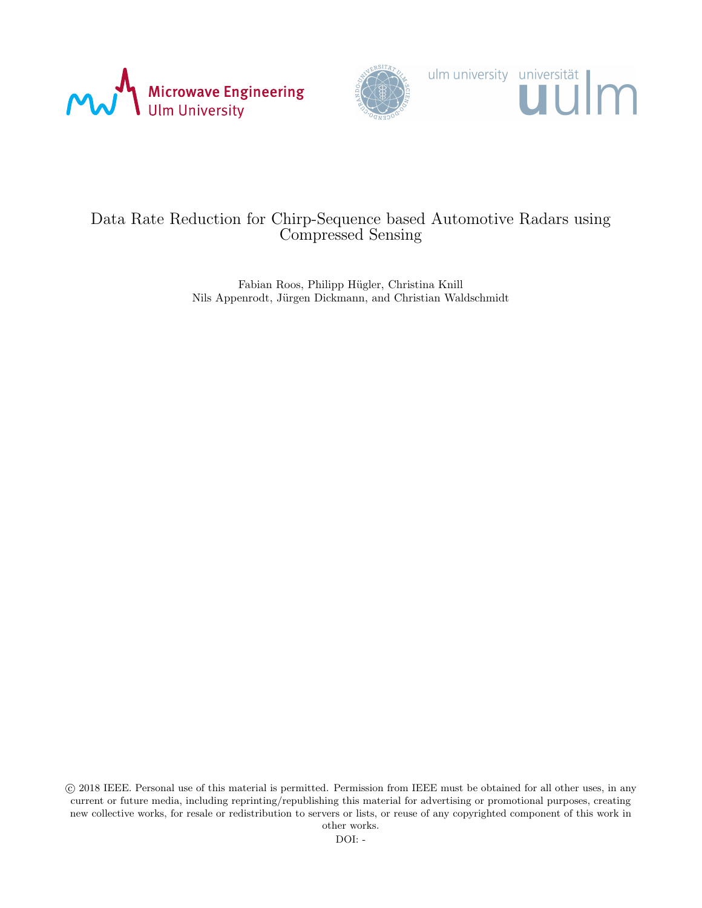Microwave Engineering
Ulm University

ulm university universität uulm

# Data Rate Reduction for Chirp-Sequence based Automotive Radars using Compressed Sensing

Fabian Roos, Philipp Hügler, Christina Knill
Nils Appenrodt, Jürgen Dickmann, and Christian Waldschmidt

© 2018 IEEE. Personal use of this material is permitted. Permission from IEEE must be obtained for all other uses, in any current or future media, including reprinting/republishing this material for advertising or promotional purposes, creating new collective works, for resale or redistribution to servers or lists, or reuse of any copyrighted component of this work in other works.

DOI: -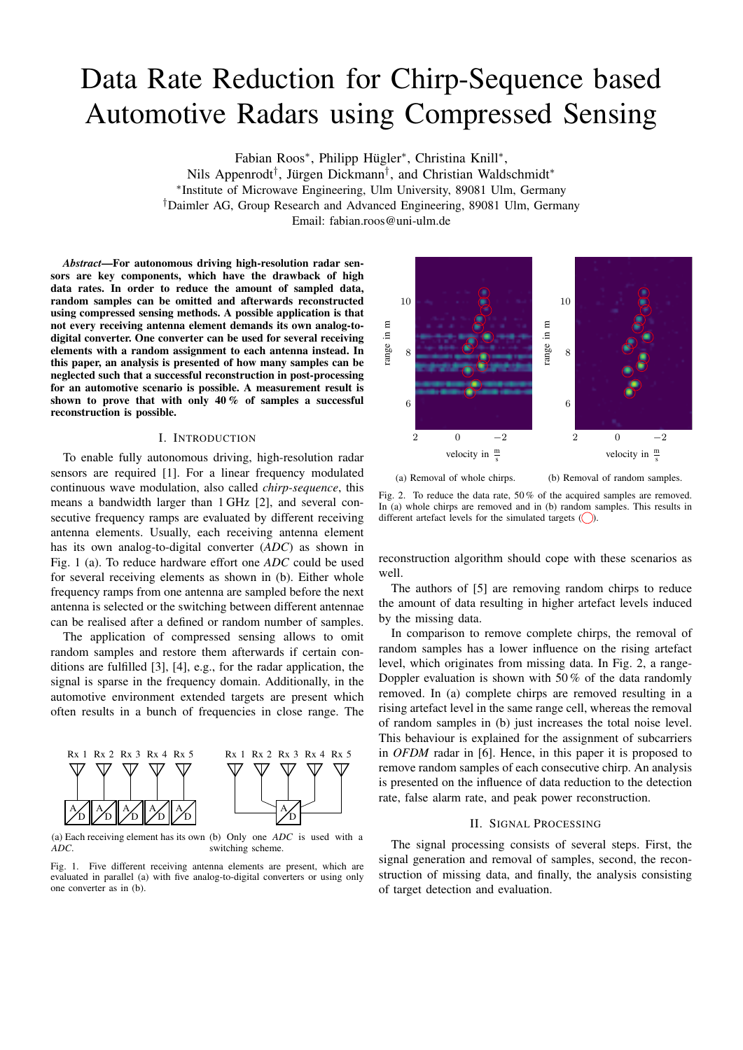# Data Rate Reduction for Chirp-Sequence based Automotive Radars using Compressed Sensing

Fabian Roos*, Philipp Hügler*, Christina Knill*,
Nils Appenrodt†, Jürgen Dickmann†, and Christian Waldschmidt*
*Institute of Microwave Engineering, Ulm University, 89081 Ulm, Germany
†Daimler AG, Group Research and Advanced Engineering, 89081 Ulm, Germany
Email: fabian.roos@uni-ulm.de

***Abstract*—For autonomous driving high-resolution radar sensors are key components, which have the drawback of high data rates. In order to reduce the amount of sampled data, random samples can be omitted and afterwards reconstructed using compressed sensing methods. A possible application is that not every receiving antenna element demands its own analog-to-digital converter. One converter can be used for several receiving elements with a random assignment to each antenna instead. In this paper, an analysis is presented of how many samples can be neglected such that a successful reconstruction in post-processing for an automotive scenario is possible. A measurement result is shown to prove that with only 40 % of samples a successful reconstruction is possible.**

## I. Introduction

To enable fully autonomous driving, high-resolution radar sensors are required [1]. For a linear frequency modulated continuous wave modulation, also called *chirp-sequence*, this means a bandwidth larger than 1 GHz [2], and several consecutive frequency ramps are evaluated by different receiving antenna elements. Usually, each receiving antenna element has its own analog-to-digital converter (*ADC*) as shown in Fig. 1 (a). To reduce hardware effort one *ADC* could be used for several receiving elements as shown in (b). Either whole frequency ramps from one antenna are sampled before the next antenna is selected or the switching between different antennae can be realised after a defined or random number of samples.

The application of compressed sensing allows to omit random samples and restore them afterwards if certain conditions are fulfilled [3], [4], e.g., for the radar application, the signal is sparse in the frequency domain. Additionally, in the automotive environment extended targets are present which often results in a bunch of frequencies in close range. The reconstruction algorithm should cope with these scenarios as well.

(a) Each receiving element has its own *ADC*. (b) Only one *ADC* is used with a switching scheme.

Fig. 1. Five different receiving antenna elements are present, which are evaluated in parallel (a) with five analog-to-digital converters or using only one converter as in (b).

(a) Removal of whole chirps. (b) Removal of random samples.

Fig. 2. To reduce the data rate, 50 % of the acquired samples are removed. In (a) whole chirps are removed and in (b) random samples. This results in different artefact levels for the simulated targets (◯).

The authors of [5] are removing random chirps to reduce the amount of data resulting in higher artefact levels induced by the missing data.

In comparison to remove complete chirps, the removal of random samples has a lower influence on the rising artefact level, which originates from missing data. In Fig. 2, a range-Doppler evaluation is shown with 50 % of the data randomly removed. In (a) complete chirps are removed resulting in a rising artefact level in the same range cell, whereas the removal of random samples in (b) just increases the total noise level. This behaviour is explained for the assignment of subcarriers in *OFDM* radar in [6]. Hence, in this paper it is proposed to remove random samples of each consecutive chirp. An analysis is presented on the influence of data reduction to the detection rate, false alarm rate, and peak power reconstruction.

## II. Signal Processing

The signal processing consists of several steps. First, the signal generation and removal of samples, second, the reconstruction of missing data, and finally, the analysis consisting of target detection and evaluation.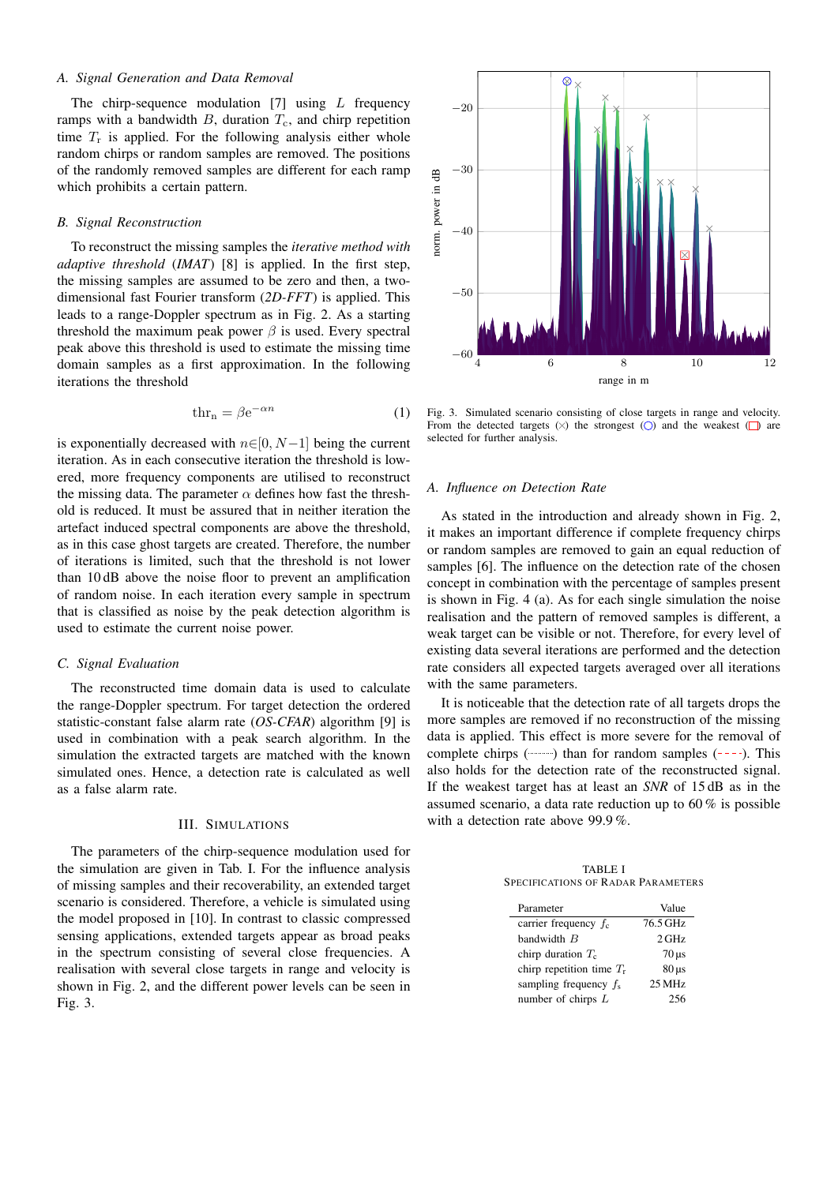### A. Signal Generation and Data Removal

The chirp-sequence modulation [7] using $L$ frequency ramps with a bandwidth $B$, duration $T_c$, and chirp repetition time $T_r$ is applied. For the following analysis either whole random chirps or random samples are removed. The positions of the randomly removed samples are different for each ramp which prohibits a certain pattern.

### B. Signal Reconstruction

To reconstruct the missing samples the *iterative method with adaptive threshold* (*IMAT*) [8] is applied. In the first step, the missing samples are assumed to be zero and then, a two-dimensional fast Fourier transform (*2D-FFT*) is applied. This leads to a range-Doppler spectrum as in Fig. 2. As a starting threshold the maximum peak power $\beta$ is used. Every spectral peak above this threshold is used to estimate the missing time domain samples as a first approximation. In the following iterations the threshold

$$\mathrm{thr_n} = \beta \mathrm{e}^{-\alpha n} \tag{1}$$

is exponentially decreased with $n \in [0, N-1]$ being the current iteration. As in each consecutive iteration the threshold is lowered, more frequency components are utilised to reconstruct the missing data. The parameter $\alpha$ defines how fast the threshold is reduced. It must be assured that in neither iteration the artefact induced spectral components are above the threshold, as in this case ghost targets are created. Therefore, the number of iterations is limited, such that the threshold is not lower than 10 dB above the noise floor to prevent an amplification of random noise. In each iteration every sample in spectrum that is classified as noise by the peak detection algorithm is used to estimate the current noise power.

### C. Signal Evaluation

The reconstructed time domain data is used to calculate the range-Doppler spectrum. For target detection the ordered statistic-constant false alarm rate (*OS-CFAR*) algorithm [9] is used in combination with a peak search algorithm. In the simulation the extracted targets are matched with the known simulated ones. Hence, a detection rate is calculated as well as a false alarm rate.

## III. Simulations

The parameters of the chirp-sequence modulation used for the simulation are given in Tab. I. For the influence analysis of missing samples and their recoverability, an extended target scenario is considered. Therefore, a vehicle is simulated using the model proposed in [10]. In contrast to classic compressed sensing applications, extended targets appear as broad peaks in the spectrum consisting of several close frequencies. A realisation with several close targets in range and velocity is shown in Fig. 2, and the different power levels can be seen in Fig. 3.

Fig. 3. Simulated scenario consisting of close targets in range and velocity. From the detected targets (×) the strongest (○) and the weakest (□) are selected for further analysis.

### A. Influence on Detection Rate

As stated in the introduction and already shown in Fig. 2, it makes an important difference if complete frequency chirps or random samples are removed to gain an equal reduction of samples [6]. The influence on the detection rate of the chosen concept in combination with the percentage of samples present is shown in Fig. 4 (a). As for each single simulation the noise realisation and the pattern of removed samples is different, a weak target can be visible or not. Therefore, for every level of existing data several iterations are performed and the detection rate considers all expected targets averaged over all iterations with the same parameters.

It is noticeable that the detection rate of all targets drops the more samples are removed if no reconstruction of the missing data is applied. This effect is more severe for the removal of complete chirps (········) than for random samples (- - - -). This also holds for the detection rate of the reconstructed signal. If the weakest target has at least an *SNR* of 15 dB as in the assumed scenario, a data rate reduction up to 60 % is possible with a detection rate above 99.9 %.

TABLE I
Specifications of Radar Parameters

| Parameter | Value |
|---|---|
| carrier frequency $f_c$ | 76.5 GHz |
| bandwidth $B$ | 2 GHz |
| chirp duration $T_c$ | 70 µs |
| chirp repetition time $T_r$ | 80 µs |
| sampling frequency $f_s$ | 25 MHz |
| number of chirps $L$ | 256 |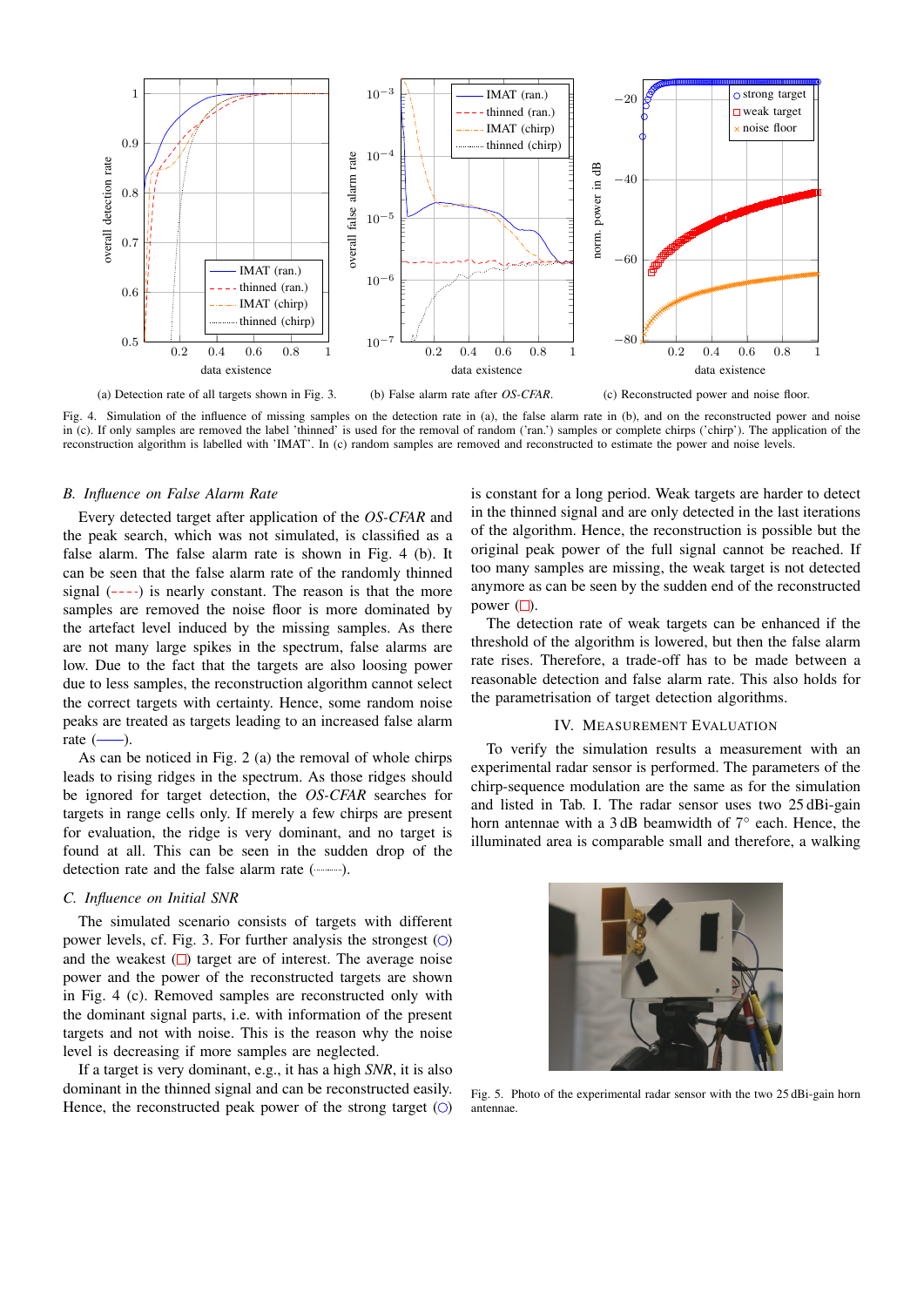1
0.9
0.8
0.7
0.6
0.5
overall detection rate
0.2 0.4 0.6 0.8 1
data existence
IMAT (ran.)
thinned (ran.)
IMAT (chirp)
thinned (chirp)

(a) Detection rate of all targets shown in Fig. 3.

$10^{-3}$
$10^{-4}$
$10^{-5}$
$10^{-6}$
$10^{-7}$
overall false alarm rate
0.2 0.4 0.6 0.8 1
data existence
IMAT (ran.)
thinned (ran.)
IMAT (chirp)
thinned (chirp)

(b) False alarm rate after *OS-CFAR*.

−20
−40
−60
−80
norm. power in dB
0.2 0.4 0.6 0.8 1
data existence
strong target
weak target
noise floor

(c) Reconstructed power and noise floor.

Fig. 4. Simulation of the influence of missing samples on the detection rate in (a), the false alarm rate in (b), and on the reconstructed power and noise in (c). If only samples are removed the label 'thinned' is used for the removal of random ('ran.') samples or complete chirps ('chirp'). The application of the reconstruction algorithm is labelled with 'IMAT'. In (c) random samples are removed and reconstructed to estimate the power and noise levels.

### B. Influence on False Alarm Rate

Every detected target after application of the *OS-CFAR* and the peak search, which was not simulated, is classified as a false alarm. The false alarm rate is shown in Fig. 4 (b). It can be seen that the false alarm rate of the randomly thinned signal (- - - -) is nearly constant. The reason is that the more samples are removed the noise floor is more dominated by the artefact level induced by the missing samples. As there are not many large spikes in the spectrum, false alarms are low. Due to the fact that the targets are also loosing power due to less samples, the reconstruction algorithm cannot select the correct targets with certainty. Hence, some random noise peaks are treated as targets leading to an increased false alarm rate (——).

As can be noticed in Fig. 2 (a) the removal of whole chirps leads to rising ridges in the spectrum. As those ridges should be ignored for target detection, the *OS-CFAR* searches for targets in range cells only. If merely a few chirps are present for evaluation, the ridge is very dominant, and no target is found at all. This can be seen in the sudden drop of the detection rate and the false alarm rate (··········).

### C. Influence on Initial SNR

The simulated scenario consists of targets with different power levels, cf. Fig. 3. For further analysis the strongest (○) and the weakest (□) target are of interest. The average noise power and the power of the reconstructed targets are shown in Fig. 4 (c). Removed samples are reconstructed only with the dominant signal parts, i.e. with information of the present targets and not with noise. This is the reason why the noise level is decreasing if more samples are neglected.

If a target is very dominant, e.g., it has a high *SNR*, it is also dominant in the thinned signal and can be reconstructed easily. Hence, the reconstructed peak power of the strong target (○) is constant for a long period. Weak targets are harder to detect in the thinned signal and are only detected in the last iterations of the algorithm. Hence, the reconstruction is possible but the original peak power of the full signal cannot be reached. If too many samples are missing, the weak target is not detected anymore as can be seen by the sudden end of the reconstructed power (□).

The detection rate of weak targets can be enhanced if the threshold of the algorithm is lowered, but then the false alarm rate rises. Therefore, a trade-off has to be made between a reasonable detection and false alarm rate. This also holds for the parametrisation of target detection algorithms.

## IV. Measurement Evaluation

To verify the simulation results a measurement with an experimental radar sensor is performed. The parameters of the chirp-sequence modulation are the same as for the simulation and listed in Tab. I. The radar sensor uses two 25 dBi-gain horn antennae with a 3 dB beamwidth of 7° each. Hence, the illuminated area is comparable small and therefore, a walking

Fig. 5. Photo of the experimental radar sensor with the two 25 dBi-gain horn antennae.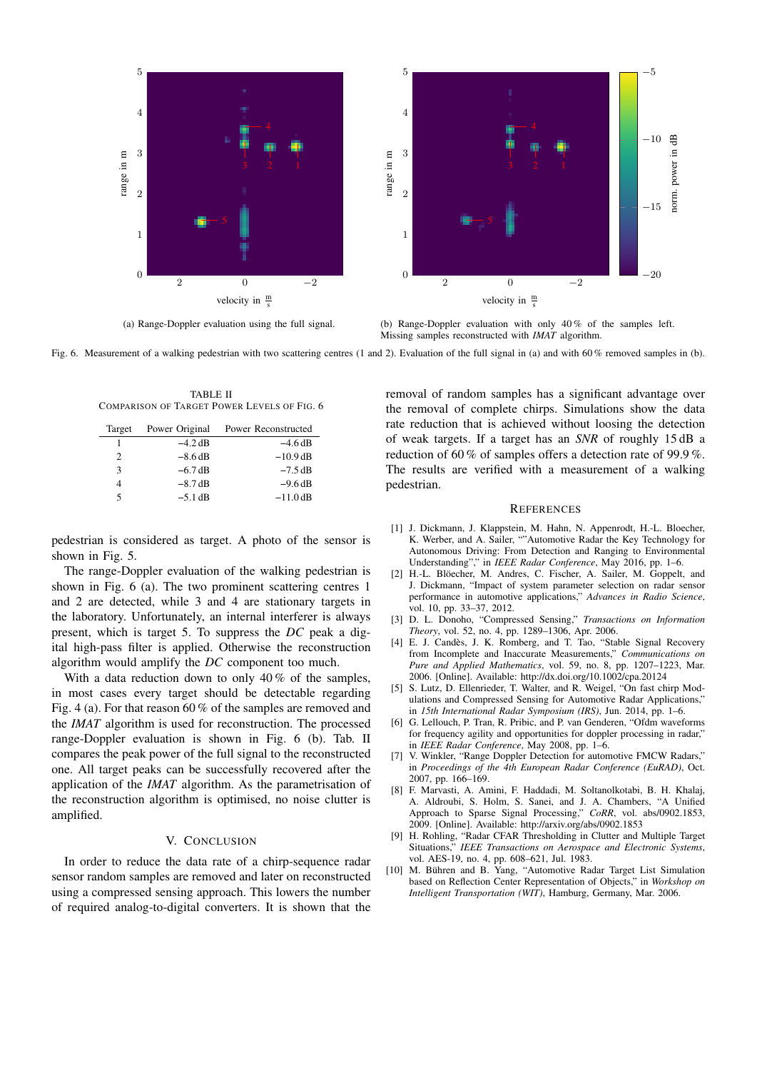5
4
3
2
1
0
range in m
2
0
−2
velocity in $\frac{m}{s}$
1
2
3
4
5

(a) Range-Doppler evaluation using the full signal.

5
4
3
2
1
0
range in m
2
0
−2
velocity in $\frac{m}{s}$
1
2
3
4
5
−5
−10
−15
−20
norm. power in dB

(b) Range-Doppler evaluation with only 40 % of the samples left. Missing samples reconstructed with *IMAT* algorithm.

Fig. 6. Measurement of a walking pedestrian with two scattering centres (1 and 2). Evaluation of the full signal in (a) and with 60 % removed samples in (b).

TABLE II
COMPARISON OF TARGET POWER LEVELS OF FIG. 6

| Target | Power Original | Power Reconstructed |
|---|---|---|
| 1 | −4.2 dB | −4.6 dB |
| 2 | −8.6 dB | −10.9 dB |
| 3 | −6.7 dB | −7.5 dB |
| 4 | −8.7 dB | −9.6 dB |
| 5 | −5.1 dB | −11.0 dB |

pedestrian is considered as target. A photo of the sensor is shown in Fig. 5.

The range-Doppler evaluation of the walking pedestrian is shown in Fig. 6 (a). The two prominent scattering centres 1 and 2 are detected, while 3 and 4 are stationary targets in the laboratory. Unfortunately, an internal interferer is always present, which is target 5. To suppress the *DC* peak a digital high-pass filter is applied. Otherwise the reconstruction algorithm would amplify the *DC* component too much.

With a data reduction down to only 40 % of the samples, in most cases every target should be detectable regarding Fig. 4 (a). For that reason 60 % of the samples are removed and the *IMAT* algorithm is used for reconstruction. The processed range-Doppler evaluation is shown in Fig. 6 (b). Tab. II compares the peak power of the full signal to the reconstructed one. All target peaks can be successfully recovered after the application of the *IMAT* algorithm. As the parametrisation of the reconstruction algorithm is optimised, no noise clutter is amplified.

## V. CONCLUSION

In order to reduce the data rate of a chirp-sequence radar sensor random samples are removed and later on reconstructed using a compressed sensing approach. This lowers the number of required analog-to-digital converters. It is shown that the removal of random samples has a significant advantage over the removal of complete chirps. Simulations show the data rate reduction that is achieved without loosing the detection of weak targets. If a target has an *SNR* of roughly 15 dB a reduction of 60 % of samples offers a detection rate of 99.9 %. The results are verified with a measurement of a walking pedestrian.

## REFERENCES

[1] J. Dickmann, J. Klappstein, M. Hahn, N. Appenrodt, H.-L. Bloecher, K. Werber, and A. Sailer, “”Automotive Radar the Key Technology for Autonomous Driving: From Detection and Ranging to Environmental Understanding”,” in *IEEE Radar Conference*, May 2016, pp. 1–6.

[2] H.-L. Blöecher, M. Andres, C. Fischer, A. Sailer, M. Goppelt, and J. Dickmann, “Impact of system parameter selection on radar sensor performance in automotive applications,” *Advances in Radio Science*, vol. 10, pp. 33–37, 2012.

[3] D. L. Donoho, “Compressed Sensing,” *Transactions on Information Theory*, vol. 52, no. 4, pp. 1289–1306, Apr. 2006.

[4] E. J. Candès, J. K. Romberg, and T. Tao, “Stable Signal Recovery from Incomplete and Inaccurate Measurements,” *Communications on Pure and Applied Mathematics*, vol. 59, no. 8, pp. 1207–1223, Mar. 2006. [Online]. Available: http://dx.doi.org/10.1002/cpa.20124

[5] S. Lutz, D. Ellenrieder, T. Walter, and R. Weigel, “On fast chirp Modulations and Compressed Sensing for Automotive Radar Applications,” in *15th International Radar Symposium (IRS)*, Jun. 2014, pp. 1–6.

[6] G. Lellouch, P. Tran, R. Pribic, and P. van Genderen, “Ofdm waveforms for frequency agility and opportunities for doppler processing in radar,” in *IEEE Radar Conference*, May 2008, pp. 1–6.

[7] V. Winkler, “Range Doppler Detection for automotive FMCW Radars,” in *Proceedings of the 4th European Radar Conference (EuRAD)*, Oct. 2007, pp. 166–169.

[8] F. Marvasti, A. Amini, F. Haddadi, M. Soltanolkotabi, B. H. Khalaj, A. Aldroubi, S. Holm, S. Sanei, and J. A. Chambers, “A Unified Approach to Sparse Signal Processing,” *CoRR*, vol. abs/0902.1853, 2009. [Online]. Available: http://arxiv.org/abs/0902.1853

[9] H. Rohling, “Radar CFAR Thresholding in Clutter and Multiple Target Situations,” *IEEE Transactions on Aerospace and Electronic Systems*, vol. AES-19, no. 4, pp. 608–621, Jul. 1983.

[10] M. Bühren and B. Yang, “Automotive Radar Target List Simulation based on Reflection Center Representation of Objects,” in *Workshop on Intelligent Transportation (WIT)*, Hamburg, Germany, Mar. 2006.